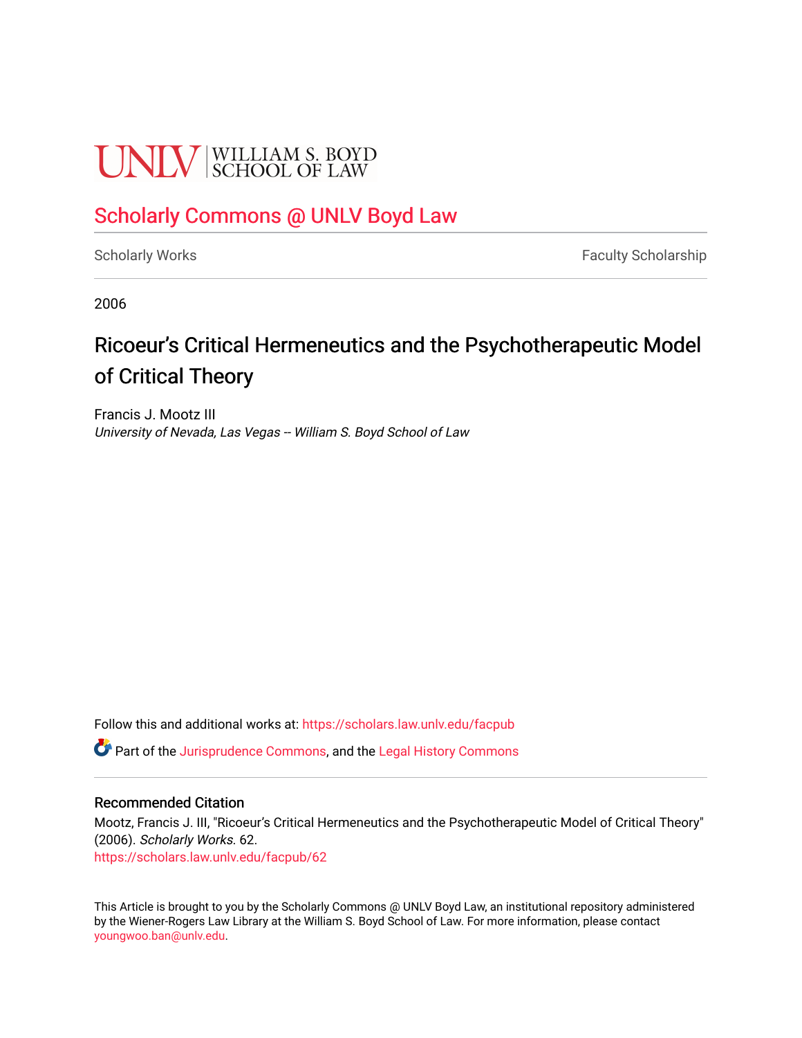UNLV | WILLIAM S. BOYD SCHOOL OF LAW

Scholarly Commons @ UNLV Boyd Law

Scholarly Works | Faculty Scholarship

2006

# Ricoeur's Critical Hermeneutics and the Psychotherapeutic Model of Critical Theory

Francis J. Mootz III
*University of Nevada, Las Vegas -- William S. Boyd School of Law*

Follow this and additional works at: https://scholars.law.unlv.edu/facpub

Part of the Jurisprudence Commons, and the Legal History Commons

## Recommended Citation

Mootz, Francis J. III, "Ricoeur's Critical Hermeneutics and the Psychotherapeutic Model of Critical Theory" (2006). *Scholarly Works*. 62.
https://scholars.law.unlv.edu/facpub/62

This Article is brought to you by the Scholarly Commons @ UNLV Boyd Law, an institutional repository administered by the Wiener-Rogers Law Library at the William S. Boyd School of Law. For more information, please contact youngwoo.ban@unlv.edu.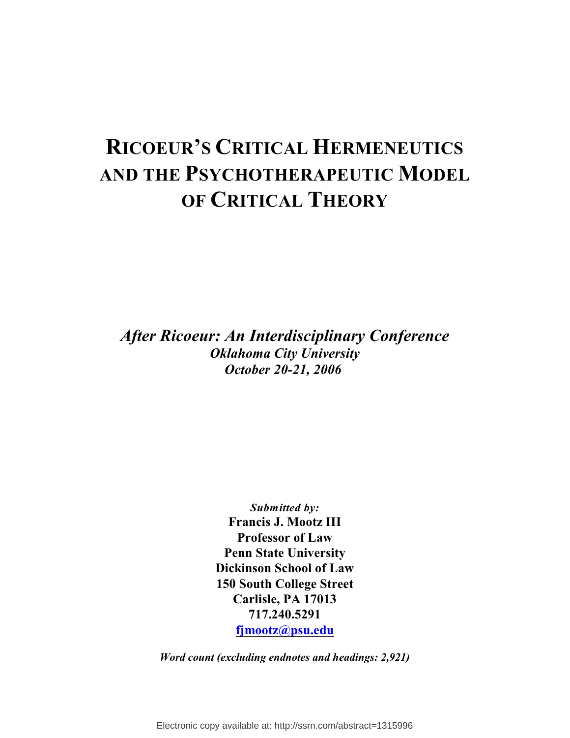# RICOEUR'S CRITICAL HERMENEUTICS AND THE PSYCHOTHERAPEUTIC MODEL OF CRITICAL THEORY

***After Ricoeur: An Interdisciplinary Conference***
***Oklahoma City University***
***October 20-21, 2006***

***Submitted by:***
**Francis J. Mootz III**
**Professor of Law**
**Penn State University**
**Dickinson School of Law**
**150 South College Street**
**Carlisle, PA 17013**
**717.240.5291**
**fjmootz@psu.edu**

***Word count (excluding endnotes and headings: 2,921)***

Electronic copy available at: http://ssrn.com/abstract=1315996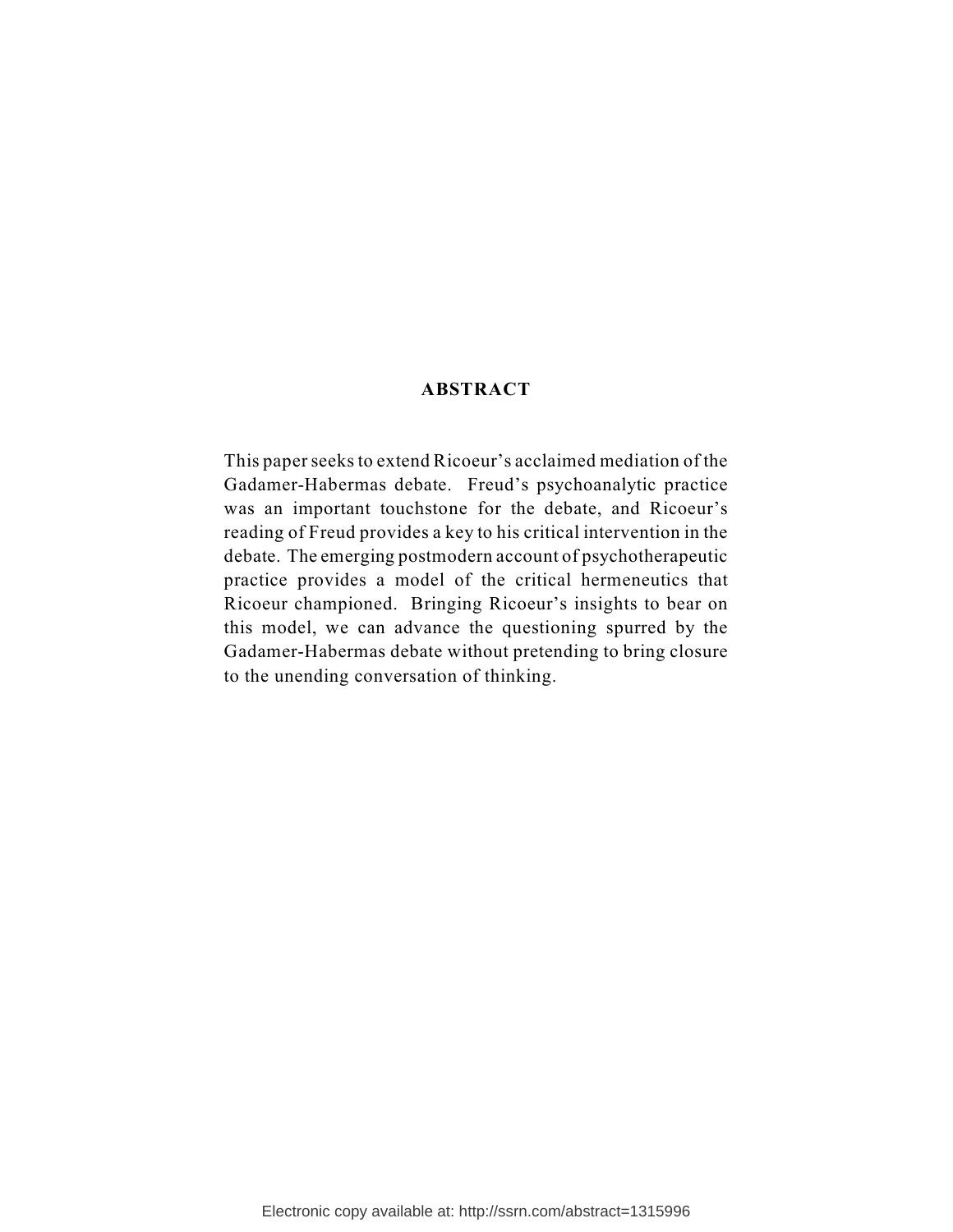## ABSTRACT

This paper seeks to extend Ricoeur's acclaimed mediation of the Gadamer-Habermas debate. Freud's psychoanalytic practice was an important touchstone for the debate, and Ricoeur's reading of Freud provides a key to his critical intervention in the debate. The emerging postmodern account of psychotherapeutic practice provides a model of the critical hermeneutics that Ricoeur championed. Bringing Ricoeur's insights to bear on this model, we can advance the questioning spurred by the Gadamer-Habermas debate without pretending to bring closure to the unending conversation of thinking.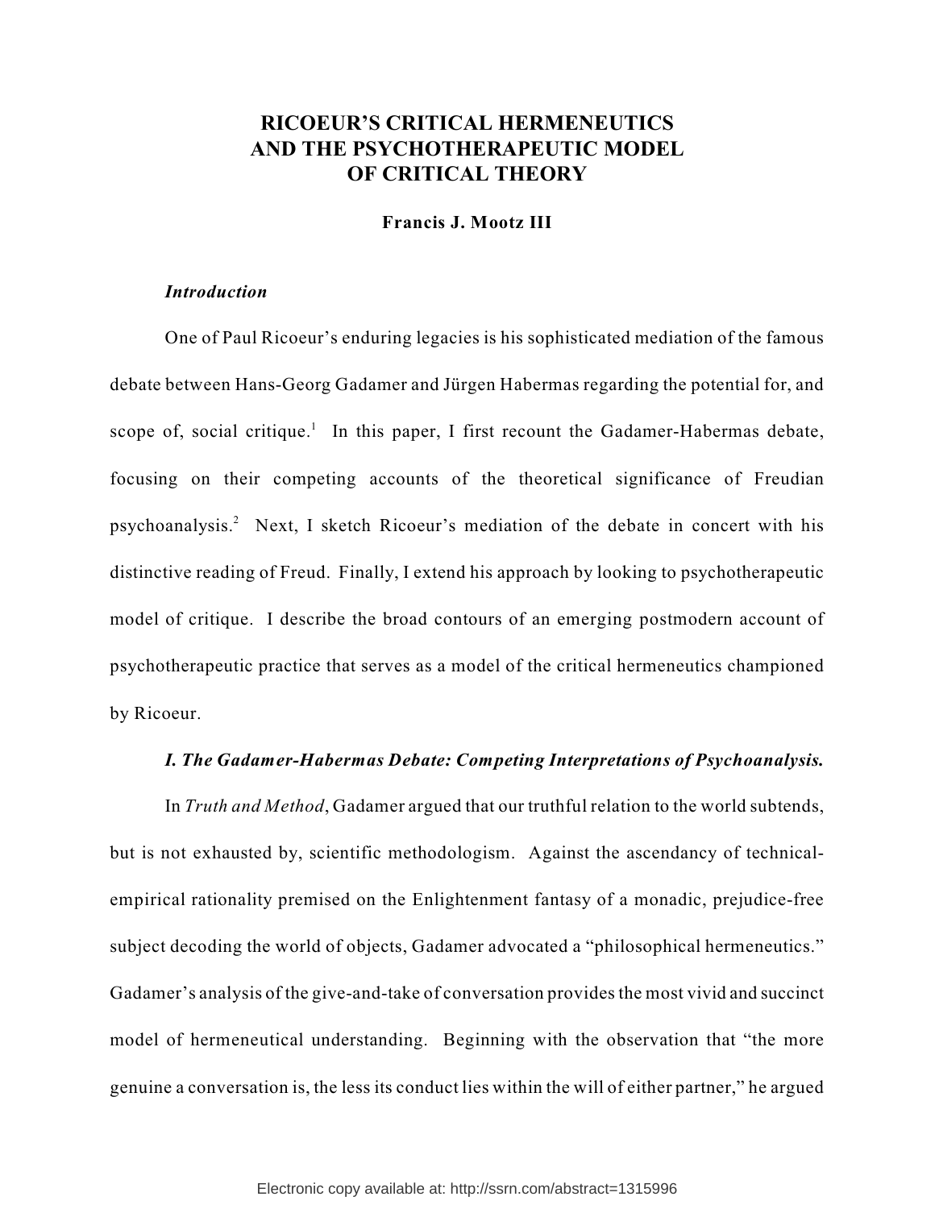# RICOEUR'S CRITICAL HERMENEUTICS AND THE PSYCHOTHERAPEUTIC MODEL OF CRITICAL THEORY

**Francis J. Mootz III**

### *Introduction*

One of Paul Ricoeur's enduring legacies is his sophisticated mediation of the famous debate between Hans-Georg Gadamer and Jürgen Habermas regarding the potential for, and scope of, social critique.[1] In this paper, I first recount the Gadamer-Habermas debate, focusing on their competing accounts of the theoretical significance of Freudian psychoanalysis.[2] Next, I sketch Ricoeur's mediation of the debate in concert with his distinctive reading of Freud. Finally, I extend his approach by looking to psychotherapeutic model of critique. I describe the broad contours of an emerging postmodern account of psychotherapeutic practice that serves as a model of the critical hermeneutics championed by Ricoeur.

### *I. The Gadamer-Habermas Debate: Competing Interpretations of Psychoanalysis.*

In *Truth and Method*, Gadamer argued that our truthful relation to the world subtends, but is not exhausted by, scientific methodologism. Against the ascendancy of technical-empirical rationality premised on the Enlightenment fantasy of a monadic, prejudice-free subject decoding the world of objects, Gadamer advocated a "philosophical hermeneutics." Gadamer's analysis of the give-and-take of conversation provides the most vivid and succinct model of hermeneutical understanding. Beginning with the observation that "the more genuine a conversation is, the less its conduct lies within the will of either partner," he argued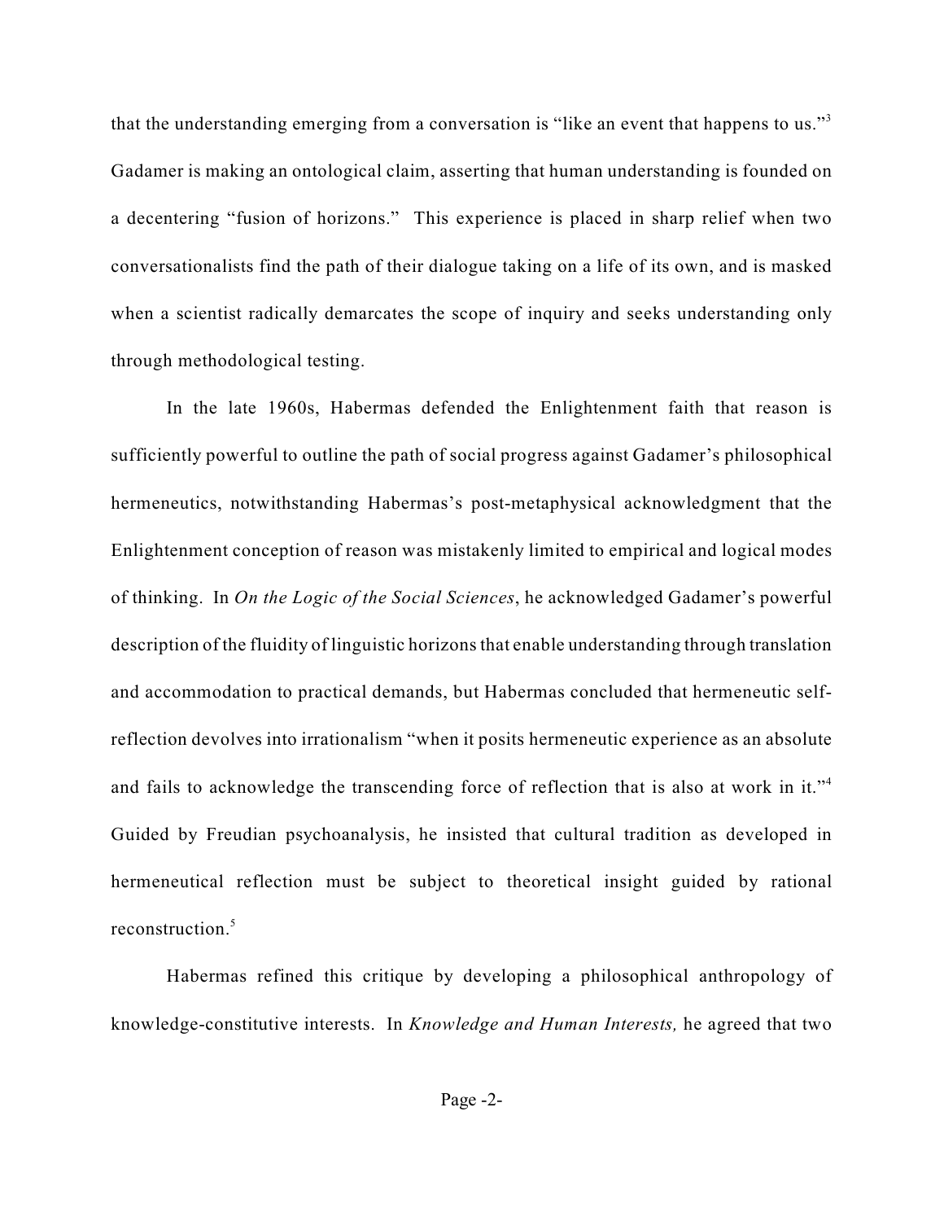that the understanding emerging from a conversation is "like an event that happens to us."[3] Gadamer is making an ontological claim, asserting that human understanding is founded on a decentering "fusion of horizons." This experience is placed in sharp relief when two conversationalists find the path of their dialogue taking on a life of its own, and is masked when a scientist radically demarcates the scope of inquiry and seeks understanding only through methodological testing.

In the late 1960s, Habermas defended the Enlightenment faith that reason is sufficiently powerful to outline the path of social progress against Gadamer's philosophical hermeneutics, notwithstanding Habermas's post-metaphysical acknowledgment that the Enlightenment conception of reason was mistakenly limited to empirical and logical modes of thinking. In *On the Logic of the Social Sciences*, he acknowledged Gadamer's powerful description of the fluidity of linguistic horizons that enable understanding through translation and accommodation to practical demands, but Habermas concluded that hermeneutic self-reflection devolves into irrationalism "when it posits hermeneutic experience as an absolute and fails to acknowledge the transcending force of reflection that is also at work in it."[4] Guided by Freudian psychoanalysis, he insisted that cultural tradition as developed in hermeneutical reflection must be subject to theoretical insight guided by rational reconstruction.[5]

Habermas refined this critique by developing a philosophical anthropology of knowledge-constitutive interests. In *Knowledge and Human Interests,* he agreed that two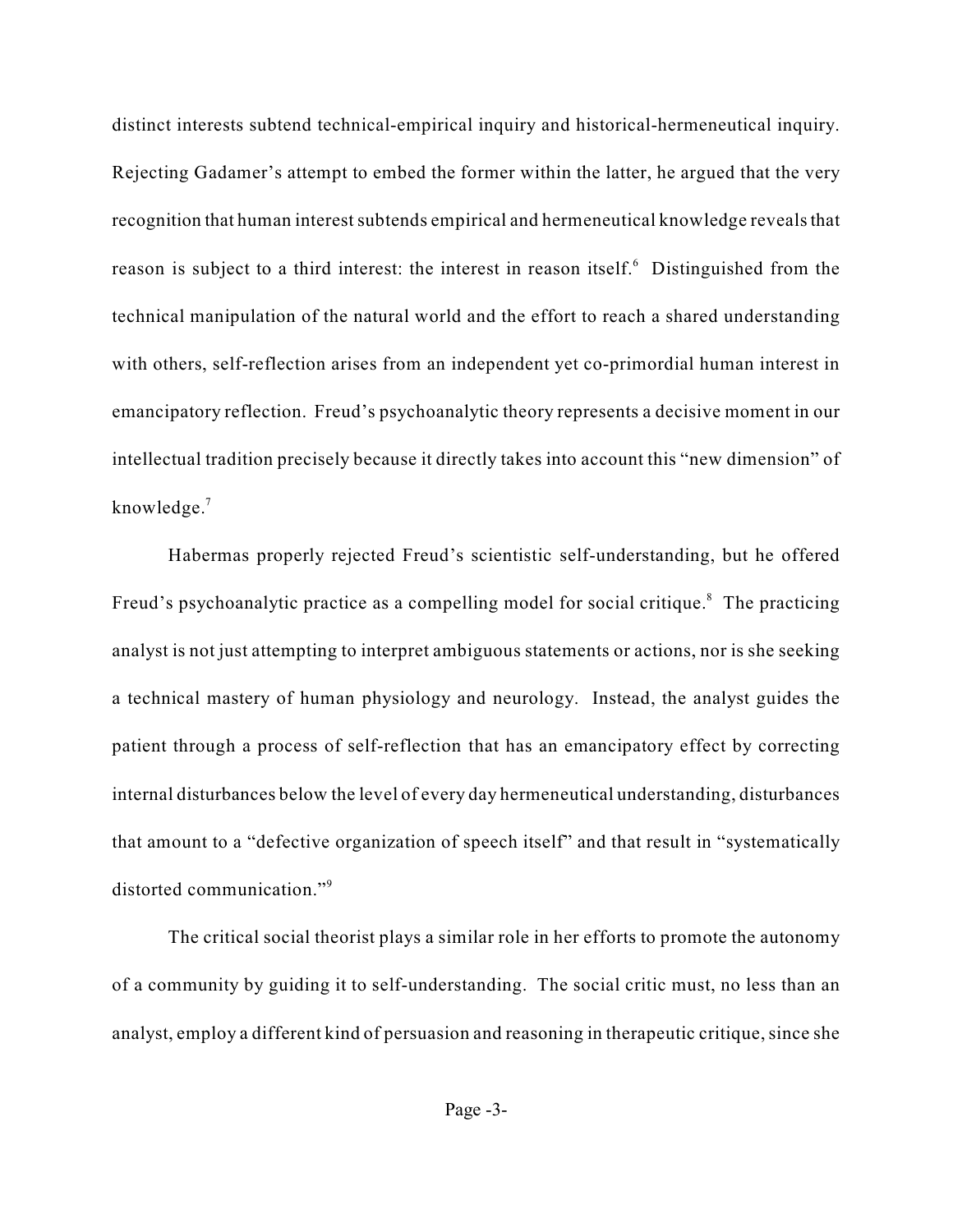distinct interests subtend technical-empirical inquiry and historical-hermeneutical inquiry. Rejecting Gadamer's attempt to embed the former within the latter, he argued that the very recognition that human interest subtends empirical and hermeneutical knowledge reveals that reason is subject to a third interest: the interest in reason itself.[6] Distinguished from the technical manipulation of the natural world and the effort to reach a shared understanding with others, self-reflection arises from an independent yet co-primordial human interest in emancipatory reflection. Freud's psychoanalytic theory represents a decisive moment in our intellectual tradition precisely because it directly takes into account this "new dimension" of knowledge.[7]

Habermas properly rejected Freud's scientistic self-understanding, but he offered Freud's psychoanalytic practice as a compelling model for social critique.[8] The practicing analyst is not just attempting to interpret ambiguous statements or actions, nor is she seeking a technical mastery of human physiology and neurology. Instead, the analyst guides the patient through a process of self-reflection that has an emancipatory effect by correcting internal disturbances below the level of every day hermeneutical understanding, disturbances that amount to a "defective organization of speech itself" and that result in "systematically distorted communication."[9]

The critical social theorist plays a similar role in her efforts to promote the autonomy of a community by guiding it to self-understanding. The social critic must, no less than an analyst, employ a different kind of persuasion and reasoning in therapeutic critique, since she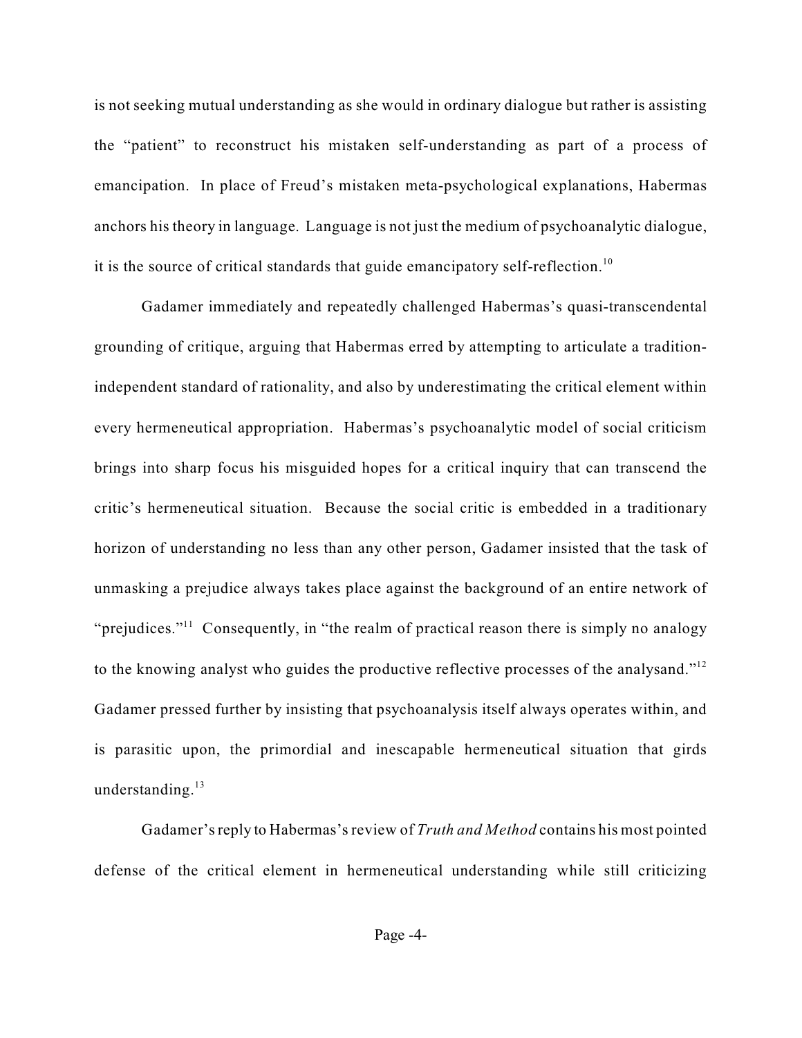is not seeking mutual understanding as she would in ordinary dialogue but rather is assisting the "patient" to reconstruct his mistaken self-understanding as part of a process of emancipation. In place of Freud's mistaken meta-psychological explanations, Habermas anchors his theory in language. Language is not just the medium of psychoanalytic dialogue, it is the source of critical standards that guide emancipatory self-reflection.[10]

Gadamer immediately and repeatedly challenged Habermas's quasi-transcendental grounding of critique, arguing that Habermas erred by attempting to articulate a tradition-independent standard of rationality, and also by underestimating the critical element within every hermeneutical appropriation. Habermas's psychoanalytic model of social criticism brings into sharp focus his misguided hopes for a critical inquiry that can transcend the critic's hermeneutical situation. Because the social critic is embedded in a traditionary horizon of understanding no less than any other person, Gadamer insisted that the task of unmasking a prejudice always takes place against the background of an entire network of "prejudices."[11] Consequently, in "the realm of practical reason there is simply no analogy to the knowing analyst who guides the productive reflective processes of the analysand."[12] Gadamer pressed further by insisting that psychoanalysis itself always operates within, and is parasitic upon, the primordial and inescapable hermeneutical situation that girds understanding.[13]

Gadamer's reply to Habermas's review of *Truth and Method* contains his most pointed defense of the critical element in hermeneutical understanding while still criticizing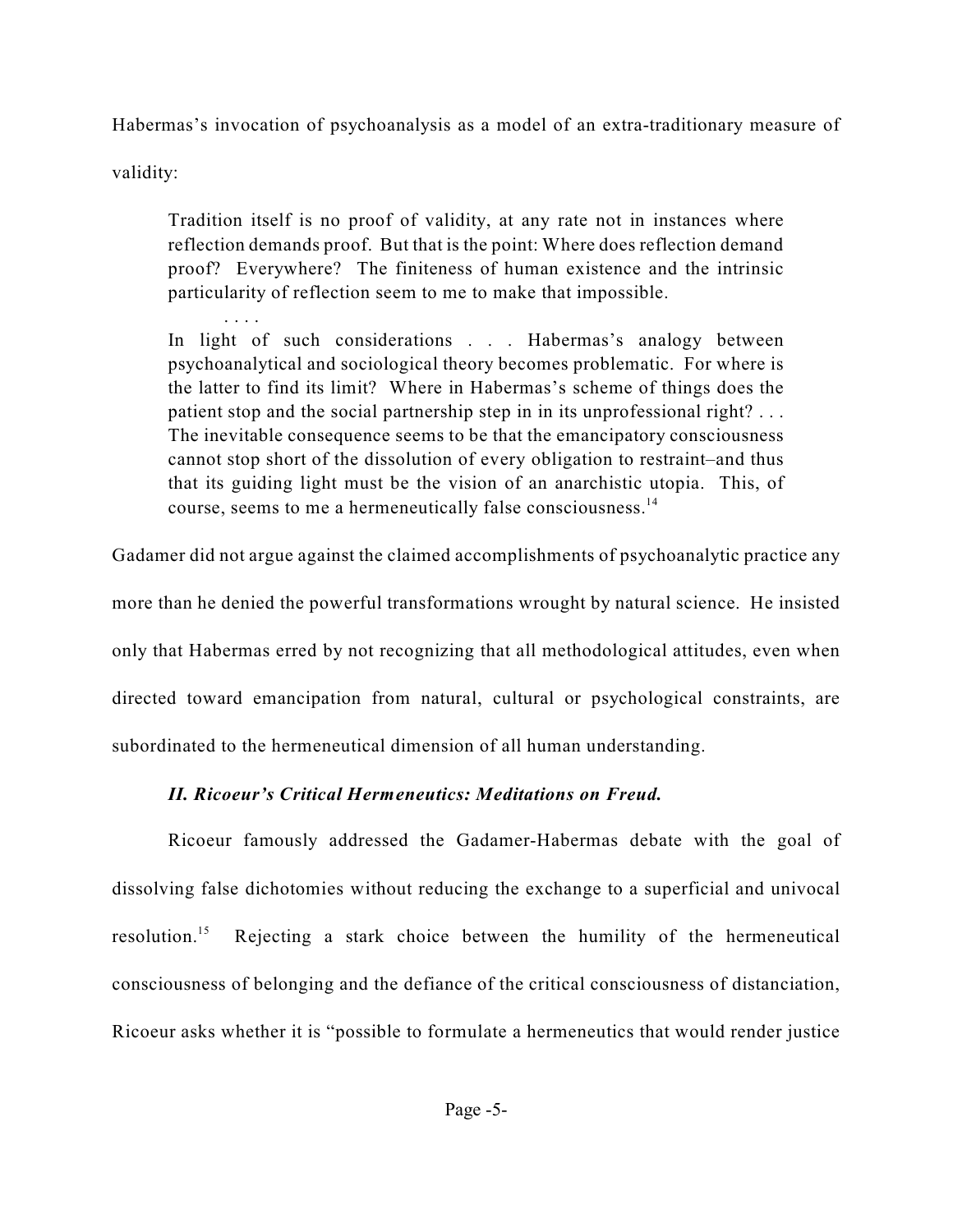Habermas's invocation of psychoanalysis as a model of an extra-traditionary measure of validity:

> Tradition itself is no proof of validity, at any rate not in instances where reflection demands proof. But that is the point: Where does reflection demand proof? Everywhere? The finiteness of human existence and the intrinsic particularity of reflection seem to me to make that impossible.
>
> . . . .
>
> In light of such considerations . . . Habermas's analogy between psychoanalytical and sociological theory becomes problematic. For where is the latter to find its limit? Where in Habermas's scheme of things does the patient stop and the social partnership step in in its unprofessional right? . . . The inevitable consequence seems to be that the emancipatory consciousness cannot stop short of the dissolution of every obligation to restraint–and thus that its guiding light must be the vision of an anarchistic utopia. This, of course, seems to me a hermeneutically false consciousness.[14]

Gadamer did not argue against the claimed accomplishments of psychoanalytic practice any more than he denied the powerful transformations wrought by natural science. He insisted only that Habermas erred by not recognizing that all methodological attitudes, even when directed toward emancipation from natural, cultural or psychological constraints, are subordinated to the hermeneutical dimension of all human understanding.

### *II. Ricoeur's Critical Hermeneutics: Meditations on Freud.*

Ricoeur famously addressed the Gadamer-Habermas debate with the goal of dissolving false dichotomies without reducing the exchange to a superficial and univocal resolution.[15] Rejecting a stark choice between the humility of the hermeneutical consciousness of belonging and the defiance of the critical consciousness of distanciation, Ricoeur asks whether it is "possible to formulate a hermeneutics that would render justice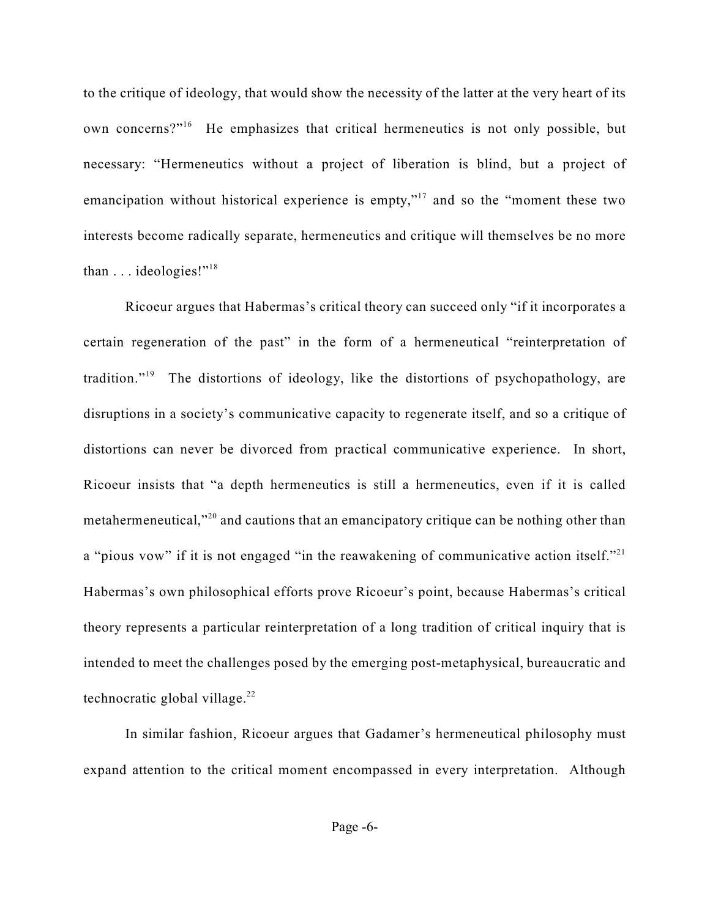to the critique of ideology, that would show the necessity of the latter at the very heart of its own concerns?"[16] He emphasizes that critical hermeneutics is not only possible, but necessary: "Hermeneutics without a project of liberation is blind, but a project of emancipation without historical experience is empty,"[17] and so the "moment these two interests become radically separate, hermeneutics and critique will themselves be no more than . . . ideologies!"[18]

Ricoeur argues that Habermas's critical theory can succeed only "if it incorporates a certain regeneration of the past" in the form of a hermeneutical "reinterpretation of tradition."[19] The distortions of ideology, like the distortions of psychopathology, are disruptions in a society's communicative capacity to regenerate itself, and so a critique of distortions can never be divorced from practical communicative experience. In short, Ricoeur insists that "a depth hermeneutics is still a hermeneutics, even if it is called metahermeneutical,"[20] and cautions that an emancipatory critique can be nothing other than a "pious vow" if it is not engaged "in the reawakening of communicative action itself."[21] Habermas's own philosophical efforts prove Ricoeur's point, because Habermas's critical theory represents a particular reinterpretation of a long tradition of critical inquiry that is intended to meet the challenges posed by the emerging post-metaphysical, bureaucratic and technocratic global village.[22]

In similar fashion, Ricoeur argues that Gadamer's hermeneutical philosophy must expand attention to the critical moment encompassed in every interpretation. Although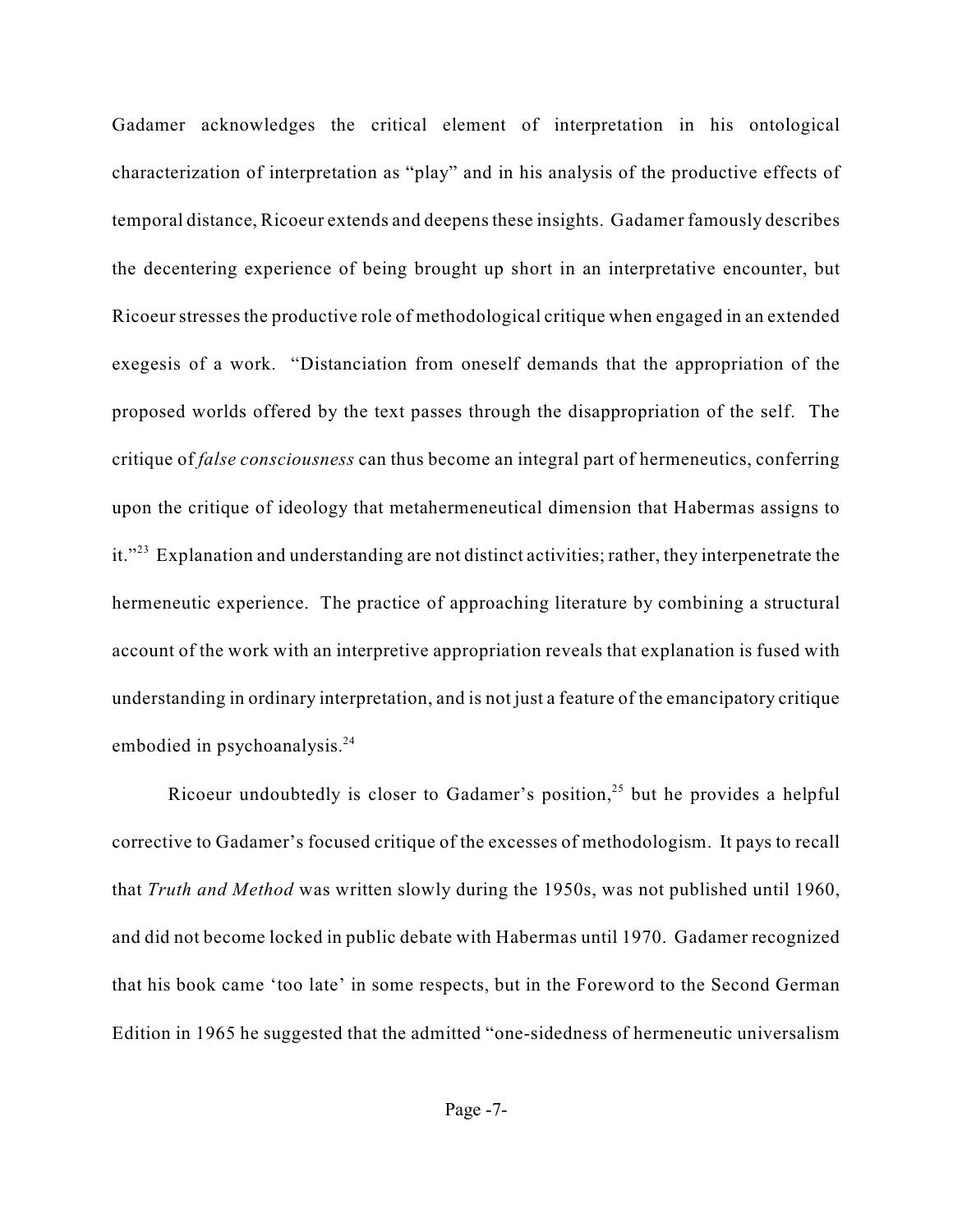Gadamer acknowledges the critical element of interpretation in his ontological characterization of interpretation as "play" and in his analysis of the productive effects of temporal distance, Ricoeur extends and deepens these insights. Gadamer famously describes the decentering experience of being brought up short in an interpretative encounter, but Ricoeur stresses the productive role of methodological critique when engaged in an extended exegesis of a work. "Distanciation from oneself demands that the appropriation of the proposed worlds offered by the text passes through the disappropriation of the self. The critique of *false consciousness* can thus become an integral part of hermeneutics, conferring upon the critique of ideology that metahermeneutical dimension that Habermas assigns to it."[23] Explanation and understanding are not distinct activities; rather, they interpenetrate the hermeneutic experience. The practice of approaching literature by combining a structural account of the work with an interpretive appropriation reveals that explanation is fused with understanding in ordinary interpretation, and is not just a feature of the emancipatory critique embodied in psychoanalysis.[24]

Ricoeur undoubtedly is closer to Gadamer's position,[25] but he provides a helpful corrective to Gadamer's focused critique of the excesses of methodologism. It pays to recall that *Truth and Method* was written slowly during the 1950s, was not published until 1960, and did not become locked in public debate with Habermas until 1970. Gadamer recognized that his book came 'too late' in some respects, but in the Foreword to the Second German Edition in 1965 he suggested that the admitted "one-sidedness of hermeneutic universalism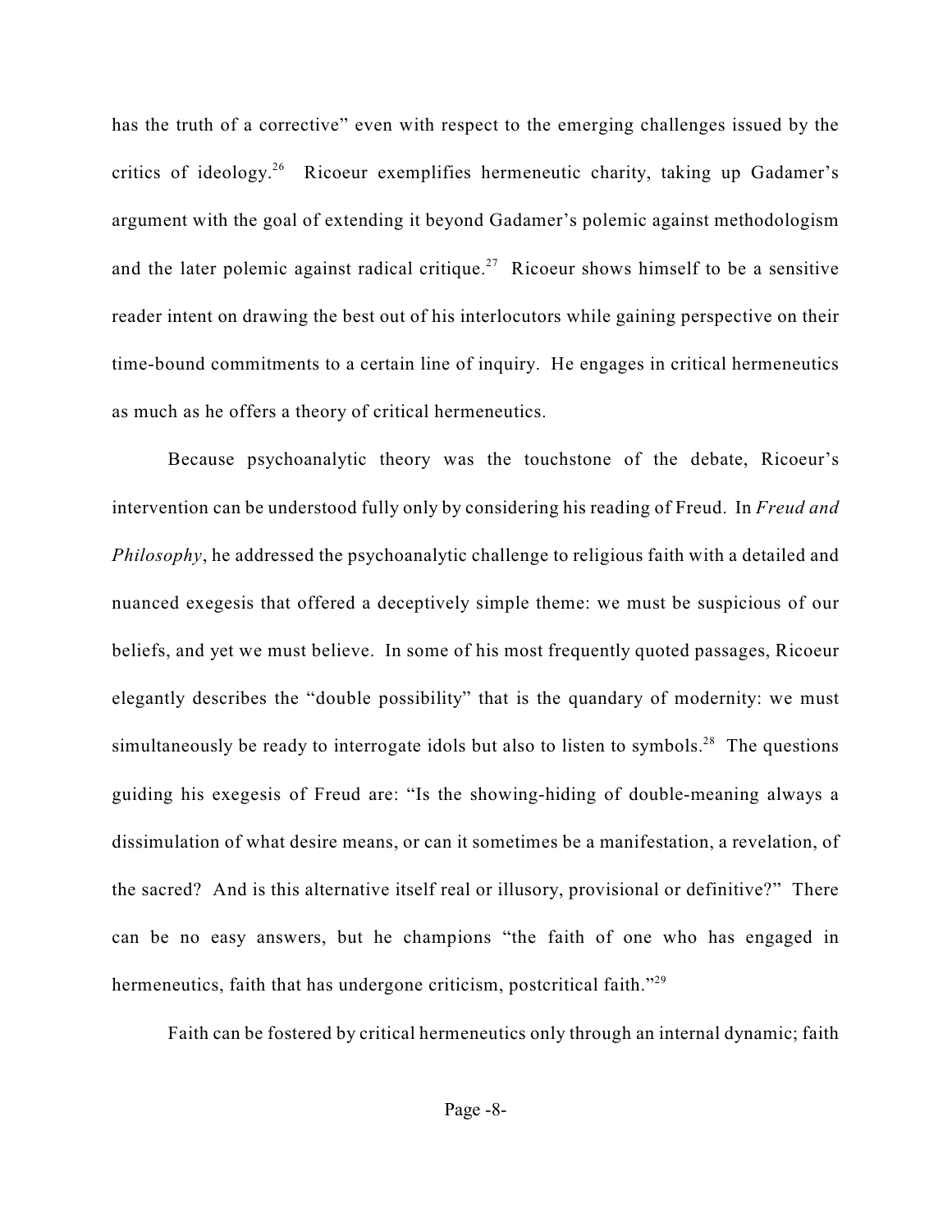has the truth of a corrective" even with respect to the emerging challenges issued by the critics of ideology.[26] Ricoeur exemplifies hermeneutic charity, taking up Gadamer's argument with the goal of extending it beyond Gadamer's polemic against methodologism and the later polemic against radical critique.[27] Ricoeur shows himself to be a sensitive reader intent on drawing the best out of his interlocutors while gaining perspective on their time-bound commitments to a certain line of inquiry. He engages in critical hermeneutics as much as he offers a theory of critical hermeneutics.

Because psychoanalytic theory was the touchstone of the debate, Ricoeur's intervention can be understood fully only by considering his reading of Freud. In *Freud and Philosophy*, he addressed the psychoanalytic challenge to religious faith with a detailed and nuanced exegesis that offered a deceptively simple theme: we must be suspicious of our beliefs, and yet we must believe. In some of his most frequently quoted passages, Ricoeur elegantly describes the "double possibility" that is the quandary of modernity: we must simultaneously be ready to interrogate idols but also to listen to symbols.[28] The questions guiding his exegesis of Freud are: "Is the showing-hiding of double-meaning always a dissimulation of what desire means, or can it sometimes be a manifestation, a revelation, of the sacred? And is this alternative itself real or illusory, provisional or definitive?" There can be no easy answers, but he champions "the faith of one who has engaged in hermeneutics, faith that has undergone criticism, postcritical faith."[29]

Faith can be fostered by critical hermeneutics only through an internal dynamic; faith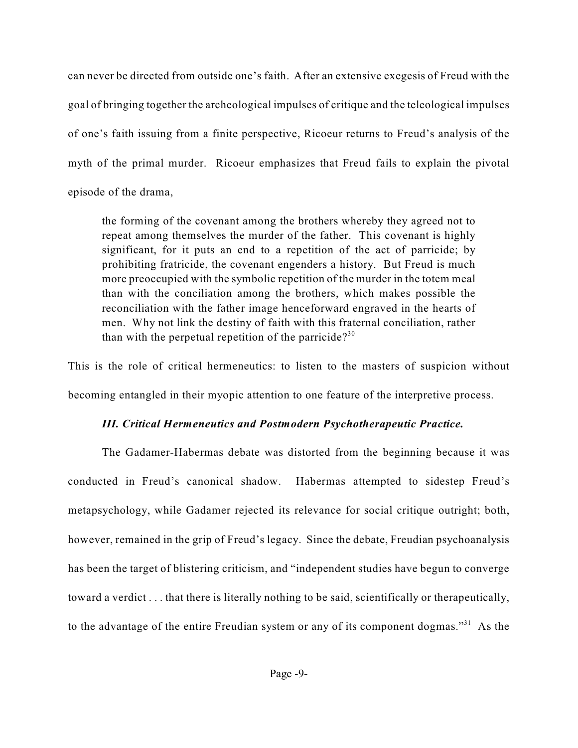can never be directed from outside one's faith. After an extensive exegesis of Freud with the goal of bringing together the archeological impulses of critique and the teleological impulses of one's faith issuing from a finite perspective, Ricoeur returns to Freud's analysis of the myth of the primal murder. Ricoeur emphasizes that Freud fails to explain the pivotal episode of the drama,

> the forming of the covenant among the brothers whereby they agreed not to repeat among themselves the murder of the father. This covenant is highly significant, for it puts an end to a repetition of the act of parricide; by prohibiting fratricide, the covenant engenders a history. But Freud is much more preoccupied with the symbolic repetition of the murder in the totem meal than with the conciliation among the brothers, which makes possible the reconciliation with the father image henceforward engraved in the hearts of men. Why not link the destiny of faith with this fraternal conciliation, rather than with the perpetual repetition of the parricide?[30]

This is the role of critical hermeneutics: to listen to the masters of suspicion without becoming entangled in their myopic attention to one feature of the interpretive process.

### *III. Critical Hermeneutics and Postmodern Psychotherapeutic Practice.*

The Gadamer-Habermas debate was distorted from the beginning because it was conducted in Freud's canonical shadow. Habermas attempted to sidestep Freud's metapsychology, while Gadamer rejected its relevance for social critique outright; both, however, remained in the grip of Freud's legacy. Since the debate, Freudian psychoanalysis has been the target of blistering criticism, and "independent studies have begun to converge toward a verdict . . . that there is literally nothing to be said, scientifically or therapeutically, to the advantage of the entire Freudian system or any of its component dogmas."[31] As the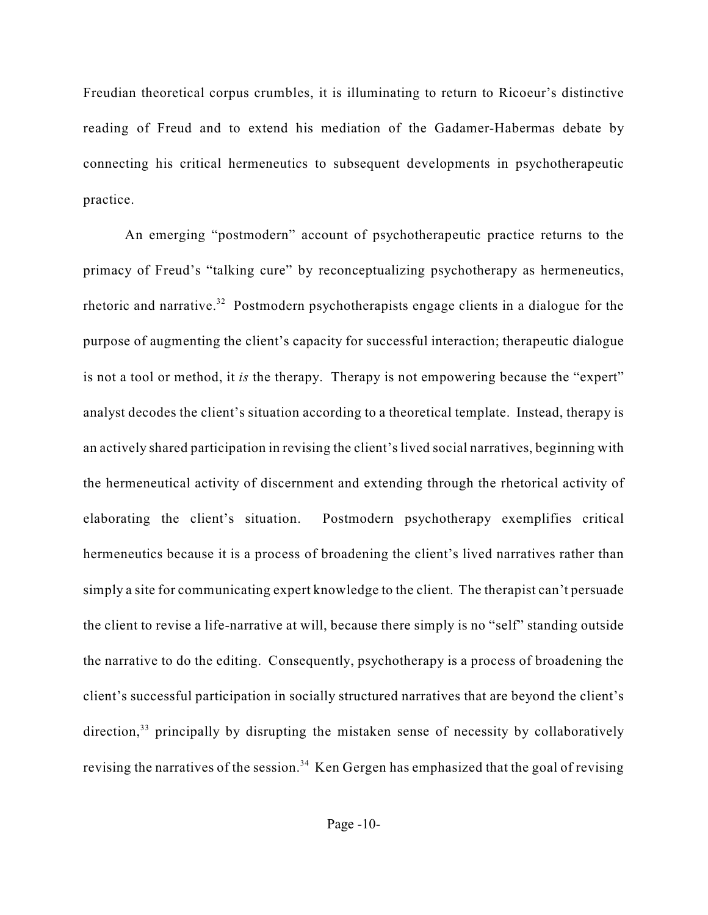Freudian theoretical corpus crumbles, it is illuminating to return to Ricoeur's distinctive reading of Freud and to extend his mediation of the Gadamer-Habermas debate by connecting his critical hermeneutics to subsequent developments in psychotherapeutic practice.

An emerging "postmodern" account of psychotherapeutic practice returns to the primacy of Freud's "talking cure" by reconceptualizing psychotherapy as hermeneutics, rhetoric and narrative.[32] Postmodern psychotherapists engage clients in a dialogue for the purpose of augmenting the client's capacity for successful interaction; therapeutic dialogue is not a tool or method, it *is* the therapy. Therapy is not empowering because the "expert" analyst decodes the client's situation according to a theoretical template. Instead, therapy is an actively shared participation in revising the client's lived social narratives, beginning with the hermeneutical activity of discernment and extending through the rhetorical activity of elaborating the client's situation. Postmodern psychotherapy exemplifies critical hermeneutics because it is a process of broadening the client's lived narratives rather than simply a site for communicating expert knowledge to the client. The therapist can't persuade the client to revise a life-narrative at will, because there simply is no "self" standing outside the narrative to do the editing. Consequently, psychotherapy is a process of broadening the client's successful participation in socially structured narratives that are beyond the client's direction,[33] principally by disrupting the mistaken sense of necessity by collaboratively revising the narratives of the session.[34] Ken Gergen has emphasized that the goal of revising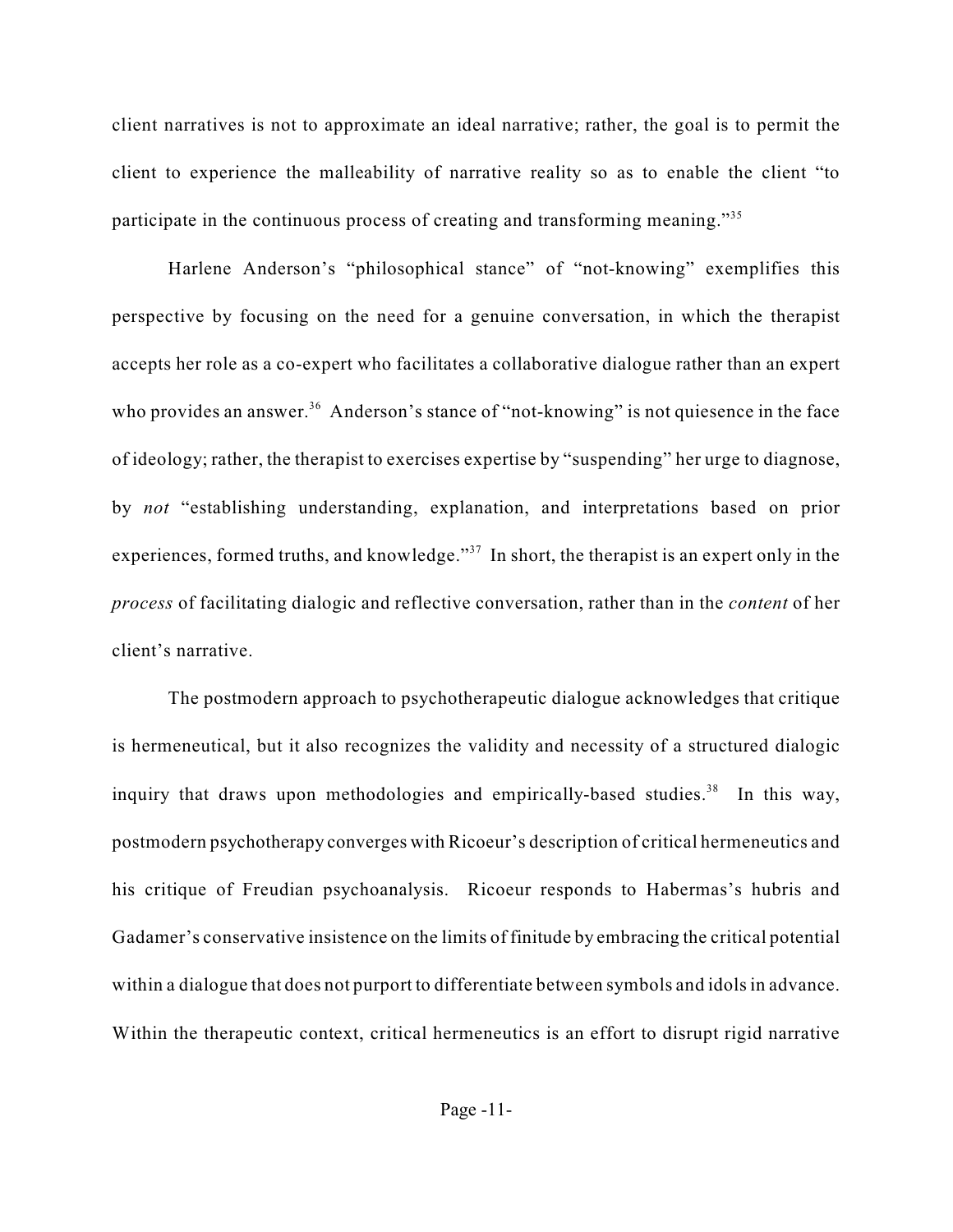client narratives is not to approximate an ideal narrative; rather, the goal is to permit the client to experience the malleability of narrative reality so as to enable the client "to participate in the continuous process of creating and transforming meaning."[35]

Harlene Anderson's "philosophical stance" of "not-knowing" exemplifies this perspective by focusing on the need for a genuine conversation, in which the therapist accepts her role as a co-expert who facilitates a collaborative dialogue rather than an expert who provides an answer.[36] Anderson's stance of "not-knowing" is not quiesence in the face of ideology; rather, the therapist to exercises expertise by "suspending" her urge to diagnose, by *not* "establishing understanding, explanation, and interpretations based on prior experiences, formed truths, and knowledge."[37] In short, the therapist is an expert only in the *process* of facilitating dialogic and reflective conversation, rather than in the *content* of her client's narrative.

The postmodern approach to psychotherapeutic dialogue acknowledges that critique is hermeneutical, but it also recognizes the validity and necessity of a structured dialogic inquiry that draws upon methodologies and empirically-based studies.[38] In this way, postmodern psychotherapy converges with Ricoeur's description of critical hermeneutics and his critique of Freudian psychoanalysis. Ricoeur responds to Habermas's hubris and Gadamer's conservative insistence on the limits of finitude by embracing the critical potential within a dialogue that does not purport to differentiate between symbols and idols in advance. Within the therapeutic context, critical hermeneutics is an effort to disrupt rigid narrative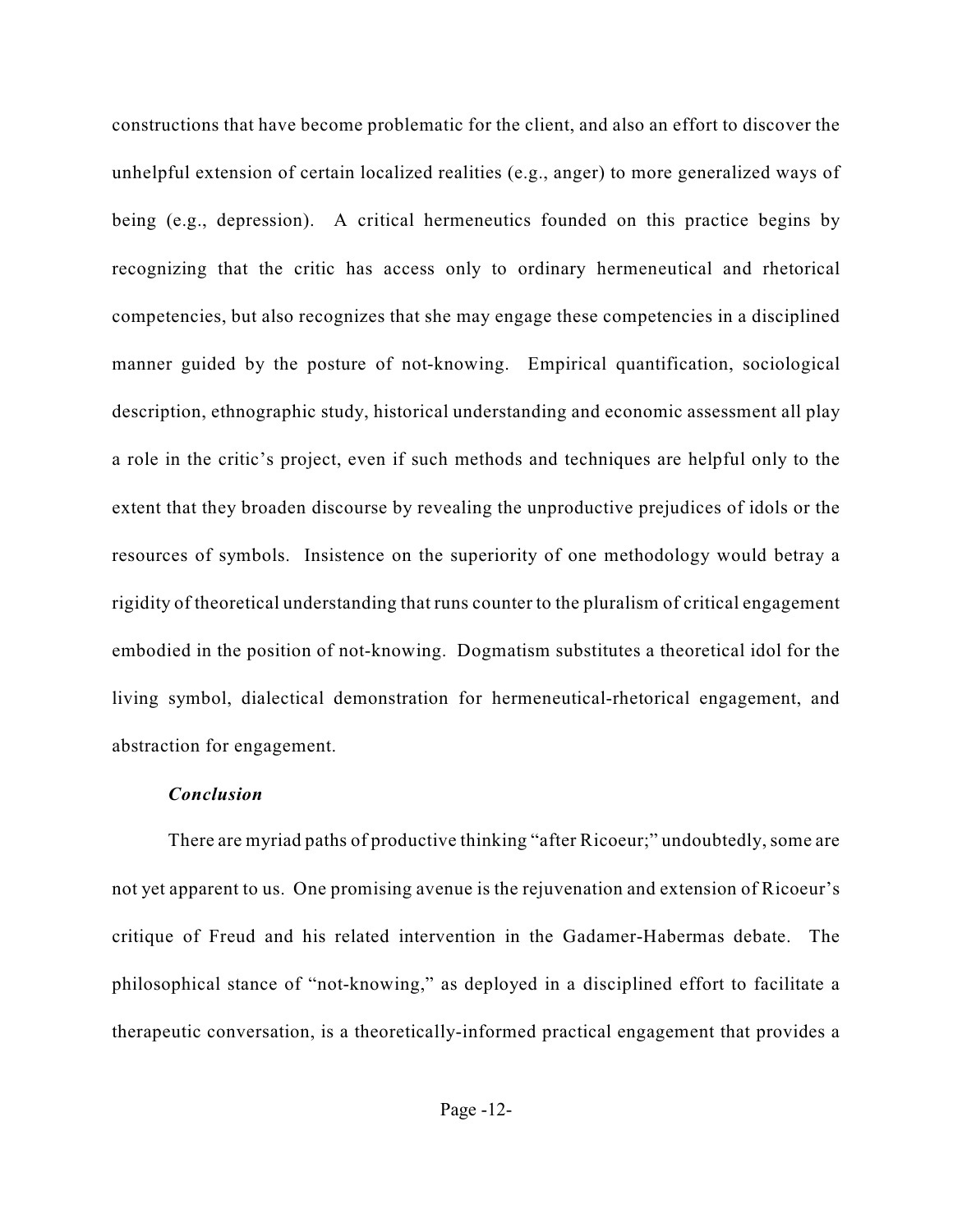constructions that have become problematic for the client, and also an effort to discover the unhelpful extension of certain localized realities (e.g., anger) to more generalized ways of being (e.g., depression). A critical hermeneutics founded on this practice begins by recognizing that the critic has access only to ordinary hermeneutical and rhetorical competencies, but also recognizes that she may engage these competencies in a disciplined manner guided by the posture of not-knowing. Empirical quantification, sociological description, ethnographic study, historical understanding and economic assessment all play a role in the critic's project, even if such methods and techniques are helpful only to the extent that they broaden discourse by revealing the unproductive prejudices of idols or the resources of symbols. Insistence on the superiority of one methodology would betray a rigidity of theoretical understanding that runs counter to the pluralism of critical engagement embodied in the position of not-knowing. Dogmatism substitutes a theoretical idol for the living symbol, dialectical demonstration for hermeneutical-rhetorical engagement, and abstraction for engagement.

### *Conclusion*

There are myriad paths of productive thinking "after Ricoeur;" undoubtedly, some are not yet apparent to us. One promising avenue is the rejuvenation and extension of Ricoeur's critique of Freud and his related intervention in the Gadamer-Habermas debate. The philosophical stance of "not-knowing," as deployed in a disciplined effort to facilitate a therapeutic conversation, is a theoretically-informed practical engagement that provides a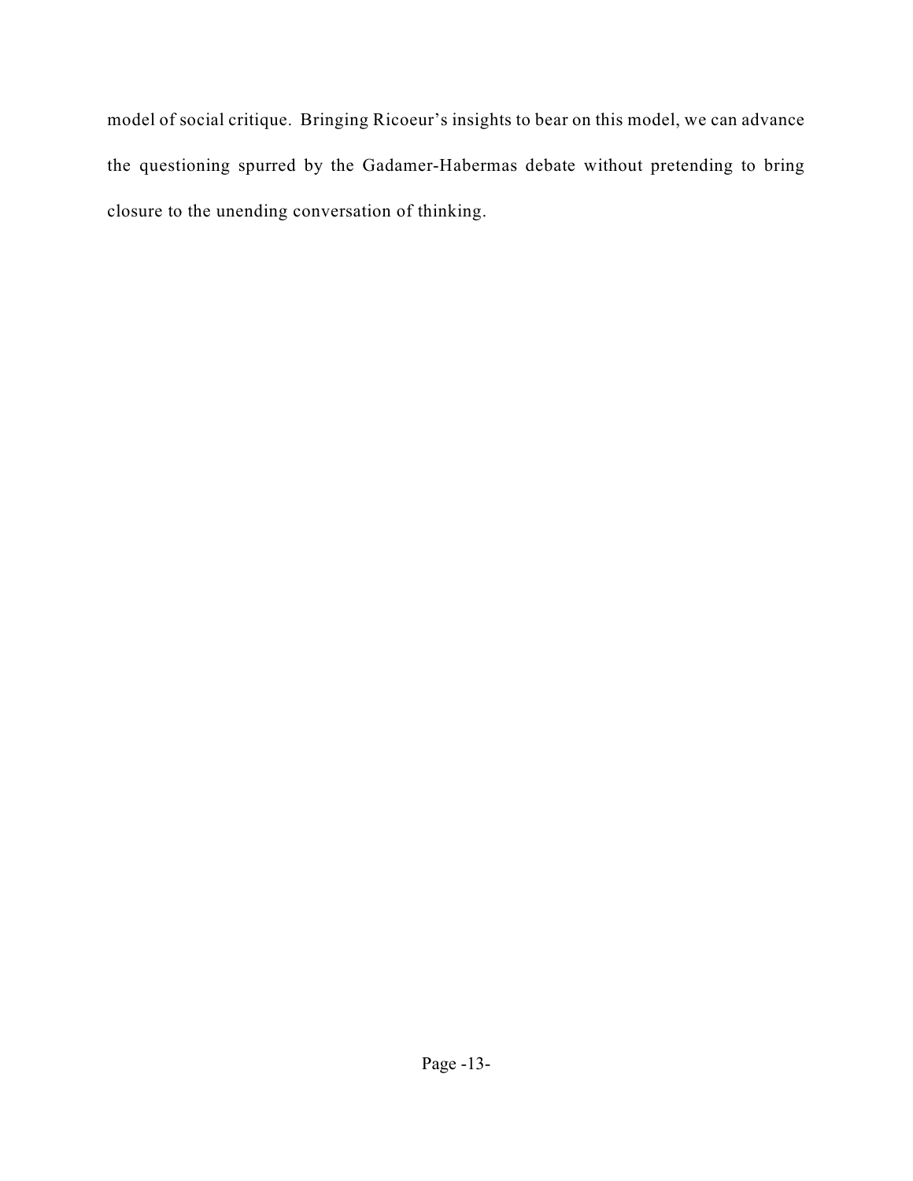model of social critique. Bringing Ricoeur's insights to bear on this model, we can advance the questioning spurred by the Gadamer-Habermas debate without pretending to bring closure to the unending conversation of thinking.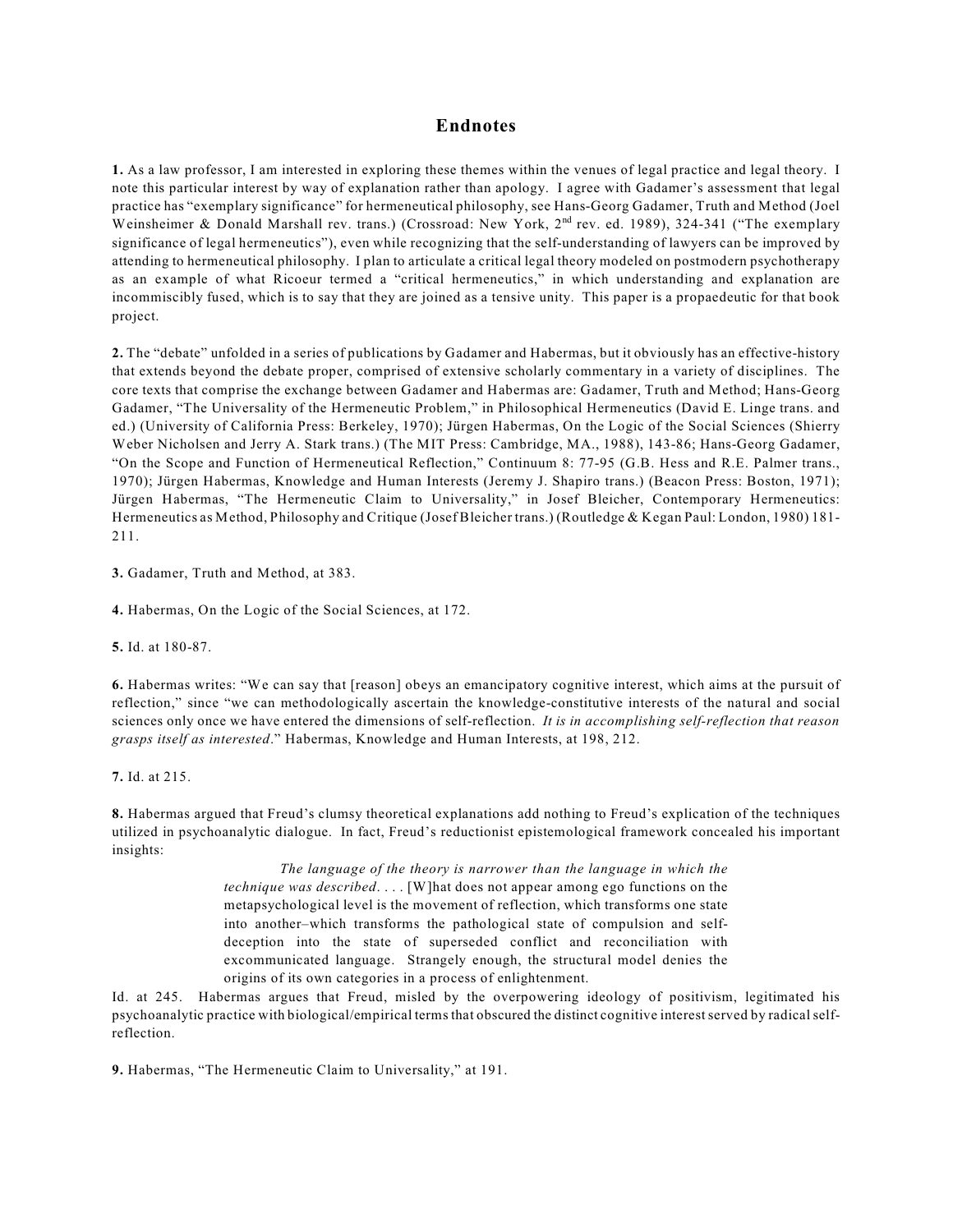## Endnotes

**1.** As a law professor, I am interested in exploring these themes within the venues of legal practice and legal theory. I note this particular interest by way of explanation rather than apology. I agree with Gadamer's assessment that legal practice has "exemplary significance" for hermeneutical philosophy, see Hans-Georg Gadamer, Truth and Method (Joel Weinsheimer & Donald Marshall rev. trans.) (Crossroad: New York, 2nd rev. ed. 1989), 324-341 ("The exemplary significance of legal hermeneutics"), even while recognizing that the self-understanding of lawyers can be improved by attending to hermeneutical philosophy. I plan to articulate a critical legal theory modeled on postmodern psychotherapy as an example of what Ricoeur termed a "critical hermeneutics," in which understanding and explanation are incommiscibly fused, which is to say that they are joined as a tensive unity. This paper is a propaedeutic for that book project.

**2.** The "debate" unfolded in a series of publications by Gadamer and Habermas, but it obviously has an effective-history that extends beyond the debate proper, comprised of extensive scholarly commentary in a variety of disciplines. The core texts that comprise the exchange between Gadamer and Habermas are: Gadamer, Truth and Method; Hans-Georg Gadamer, "The Universality of the Hermeneutic Problem," in Philosophical Hermeneutics (David E. Linge trans. and ed.) (University of California Press: Berkeley, 1970); Jürgen Habermas, On the Logic of the Social Sciences (Shierry Weber Nicholsen and Jerry A. Stark trans.) (The MIT Press: Cambridge, MA., 1988), 143-86; Hans-Georg Gadamer, "On the Scope and Function of Hermeneutical Reflection," Continuum 8: 77-95 (G.B. Hess and R.E. Palmer trans., 1970); Jürgen Habermas, Knowledge and Human Interests (Jeremy J. Shapiro trans.) (Beacon Press: Boston, 1971); Jürgen Habermas, "The Hermeneutic Claim to Universality," in Josef Bleicher, Contemporary Hermeneutics: Hermeneutics as Method, Philosophy and Critique (Josef Bleicher trans.) (Routledge & Kegan Paul: London, 1980) 181-211.

**3.** Gadamer, Truth and Method, at 383.

**4.** Habermas, On the Logic of the Social Sciences, at 172.

**5.** Id. at 180-87.

**6.** Habermas writes: "We can say that [reason] obeys an emancipatory cognitive interest, which aims at the pursuit of reflection," since "we can methodologically ascertain the knowledge-constitutive interests of the natural and social sciences only once we have entered the dimensions of self-reflection. *It is in accomplishing self-reflection that reason grasps itself as interested*." Habermas, Knowledge and Human Interests, at 198, 212.

**7.** Id. at 215.

**8.** Habermas argued that Freud's clumsy theoretical explanations add nothing to Freud's explication of the techniques utilized in psychoanalytic dialogue. In fact, Freud's reductionist epistemological framework concealed his important insights:

> *The language of the theory is narrower than the language in which the technique was described*. . . . [W]hat does not appear among ego functions on the metapsychological level is the movement of reflection, which transforms one state into another–which transforms the pathological state of compulsion and self-deception into the state of superseded conflict and reconciliation with excommunicated language. Strangely enough, the structural model denies the origins of its own categories in a process of enlightenment.

Id. at 245. Habermas argues that Freud, misled by the overpowering ideology of positivism, legitimated his psychoanalytic practice with biological/empirical terms that obscured the distinct cognitive interest served by radical self-reflection.

**9.** Habermas, "The Hermeneutic Claim to Universality," at 191.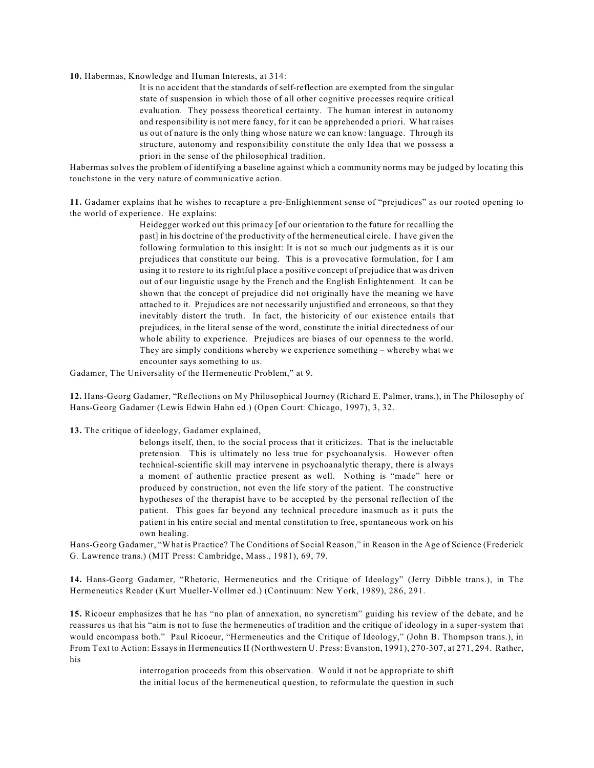**10.** Habermas, Knowledge and Human Interests, at 314:

> It is no accident that the standards of self-reflection are exempted from the singular state of suspension in which those of all other cognitive processes require critical evaluation. They possess theoretical certainty. The human interest in autonomy and responsibility is not mere fancy, for it can be apprehended a priori. What raises us out of nature is the only thing whose nature we can know: language. Through its structure, autonomy and responsibility constitute the only Idea that we possess a priori in the sense of the philosophical tradition.

Habermas solves the problem of identifying a baseline against which a community norms may be judged by locating this touchstone in the very nature of communicative action.

**11.** Gadamer explains that he wishes to recapture a pre-Enlightenment sense of "prejudices" as our rooted opening to the world of experience. He explains:

> Heidegger worked out this primacy [of our orientation to the future for recalling the past] in his doctrine of the productivity of the hermeneutical circle. I have given the following formulation to this insight: It is not so much our judgments as it is our prejudices that constitute our being. This is a provocative formulation, for I am using it to restore to its rightful place a positive concept of prejudice that was driven out of our linguistic usage by the French and the English Enlightenment. It can be shown that the concept of prejudice did not originally have the meaning we have attached to it. Prejudices are not necessarily unjustified and erroneous, so that they inevitably distort the truth. In fact, the historicity of our existence entails that prejudices, in the literal sense of the word, constitute the initial directedness of our whole ability to experience. Prejudices are biases of our openness to the world. They are simply conditions whereby we experience something – whereby what we encounter says something to us.

Gadamer, The Universality of the Hermeneutic Problem," at 9.

**12.** Hans-Georg Gadamer, "Reflections on My Philosophical Journey (Richard E. Palmer, trans.), in The Philosophy of Hans-Georg Gadamer (Lewis Edwin Hahn ed.) (Open Court: Chicago, 1997), 3, 32.

**13.** The critique of ideology, Gadamer explained,

> belongs itself, then, to the social process that it criticizes. That is the ineluctable pretension. This is ultimately no less true for psychoanalysis. However often technical-scientific skill may intervene in psychoanalytic therapy, there is always a moment of authentic practice present as well. Nothing is "made" here or produced by construction, not even the life story of the patient. The constructive hypotheses of the therapist have to be accepted by the personal reflection of the patient. This goes far beyond any technical procedure inasmuch as it puts the patient in his entire social and mental constitution to free, spontaneous work on his own healing.

Hans-Georg Gadamer, "What is Practice? The Conditions of Social Reason," in Reason in the Age of Science (Frederick G. Lawrence trans.) (MIT Press: Cambridge, Mass., 1981), 69, 79.

**14.** Hans-Georg Gadamer, "Rhetoric, Hermeneutics and the Critique of Ideology" (Jerry Dibble trans.), in The Hermeneutics Reader (Kurt Mueller-Vollmer ed.) (Continuum: New York, 1989), 286, 291.

**15.** Ricoeur emphasizes that he has "no plan of annexation, no syncretism" guiding his review of the debate, and he reassures us that his "aim is not to fuse the hermeneutics of tradition and the critique of ideology in a super-system that would encompass both." Paul Ricoeur, "Hermeneutics and the Critique of Ideology," (John B. Thompson trans.), in From Text to Action: Essays in Hermeneutics II (Northwestern U. Press: Evanston, 1991), 270-307, at 271, 294. Rather, his

> interrogation proceeds from this observation. Would it not be appropriate to shift the initial locus of the hermeneutical question, to reformulate the question in such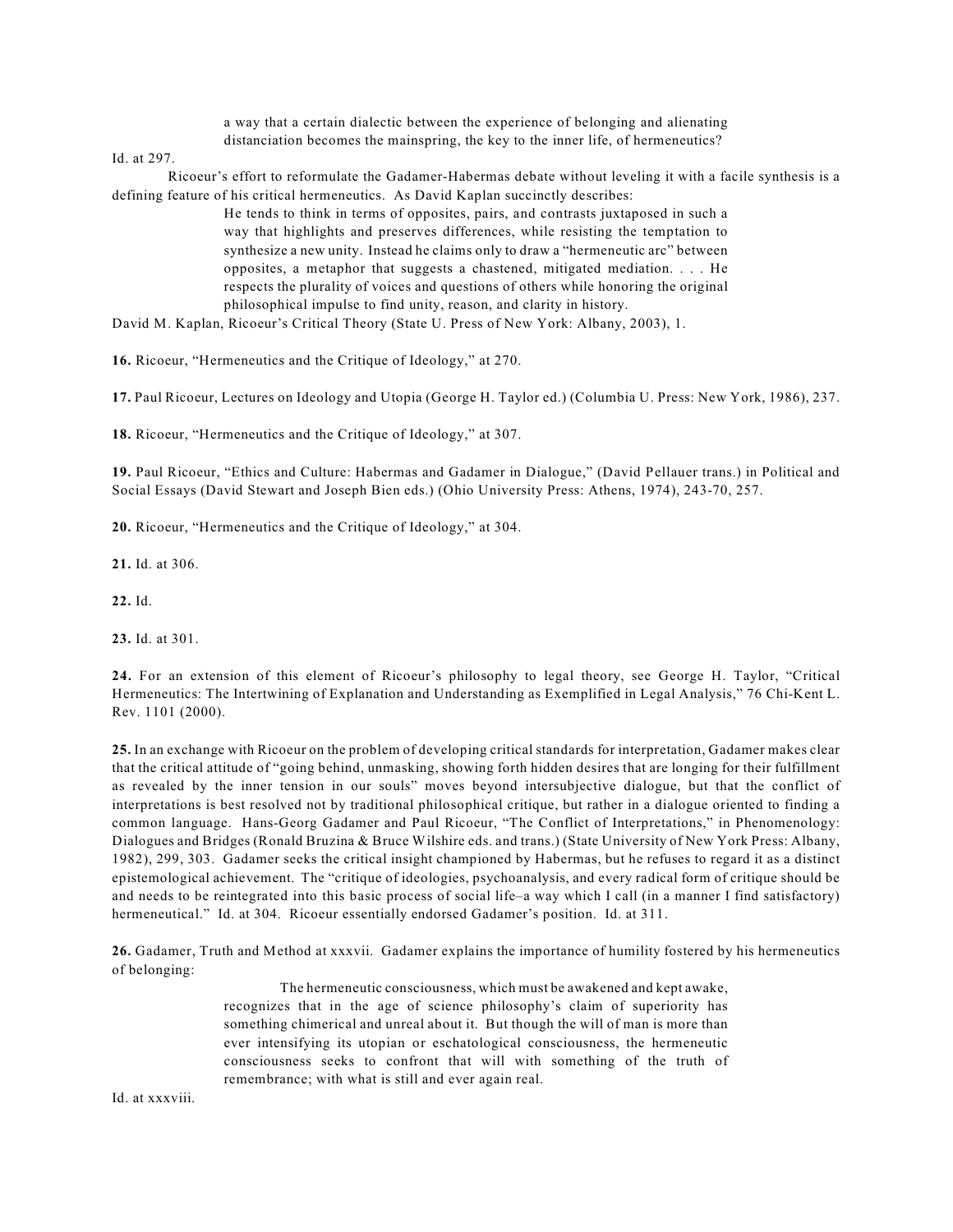> a way that a certain dialectic between the experience of belonging and alienating distanciation becomes the mainspring, the key to the inner life, of hermeneutics?

Id. at 297.

Ricoeur's effort to reformulate the Gadamer-Habermas debate without leveling it with a facile synthesis is a defining feature of his critical hermeneutics. As David Kaplan succinctly describes:

> He tends to think in terms of opposites, pairs, and contrasts juxtaposed in such a way that highlights and preserves differences, while resisting the temptation to synthesize a new unity. Instead he claims only to draw a "hermeneutic arc" between opposites, a metaphor that suggests a chastened, mitigated mediation. . . . He respects the plurality of voices and questions of others while honoring the original philosophical impulse to find unity, reason, and clarity in history.

David M. Kaplan, Ricoeur's Critical Theory (State U. Press of New York: Albany, 2003), 1.

**16.** Ricoeur, "Hermeneutics and the Critique of Ideology," at 270.

**17.** Paul Ricoeur, Lectures on Ideology and Utopia (George H. Taylor ed.) (Columbia U. Press: New York, 1986), 237.

**18.** Ricoeur, "Hermeneutics and the Critique of Ideology," at 307.

**19.** Paul Ricoeur, "Ethics and Culture: Habermas and Gadamer in Dialogue," (David Pellauer trans.) in Political and Social Essays (David Stewart and Joseph Bien eds.) (Ohio University Press: Athens, 1974), 243-70, 257.

**20.** Ricoeur, "Hermeneutics and the Critique of Ideology," at 304.

**21.** Id. at 306.

**22.** Id.

**23.** Id. at 301.

**24.** For an extension of this element of Ricoeur's philosophy to legal theory, see George H. Taylor, "Critical Hermeneutics: The Intertwining of Explanation and Understanding as Exemplified in Legal Analysis," 76 Chi-Kent L. Rev. 1101 (2000).

**25.** In an exchange with Ricoeur on the problem of developing critical standards for interpretation, Gadamer makes clear that the critical attitude of "going behind, unmasking, showing forth hidden desires that are longing for their fulfillment as revealed by the inner tension in our souls" moves beyond intersubjective dialogue, but that the conflict of interpretations is best resolved not by traditional philosophical critique, but rather in a dialogue oriented to finding a common language. Hans-Georg Gadamer and Paul Ricoeur, "The Conflict of Interpretations," in Phenomenology: Dialogues and Bridges (Ronald Bruzina & Bruce Wilshire eds. and trans.) (State University of New York Press: Albany, 1982), 299, 303. Gadamer seeks the critical insight championed by Habermas, but he refuses to regard it as a distinct epistemological achievement. The "critique of ideologies, psychoanalysis, and every radical form of critique should be and needs to be reintegrated into this basic process of social life–a way which I call (in a manner I find satisfactory) hermeneutical." Id. at 304. Ricoeur essentially endorsed Gadamer's position. Id. at 311.

**26.** Gadamer, Truth and Method at xxxvii. Gadamer explains the importance of humility fostered by his hermeneutics of belonging:

> The hermeneutic consciousness, which must be awakened and kept awake, recognizes that in the age of science philosophy's claim of superiority has something chimerical and unreal about it. But though the will of man is more than ever intensifying its utopian or eschatological consciousness, the hermeneutic consciousness seeks to confront that will with something of the truth of remembrance; with what is still and ever again real.

Id. at xxxviii.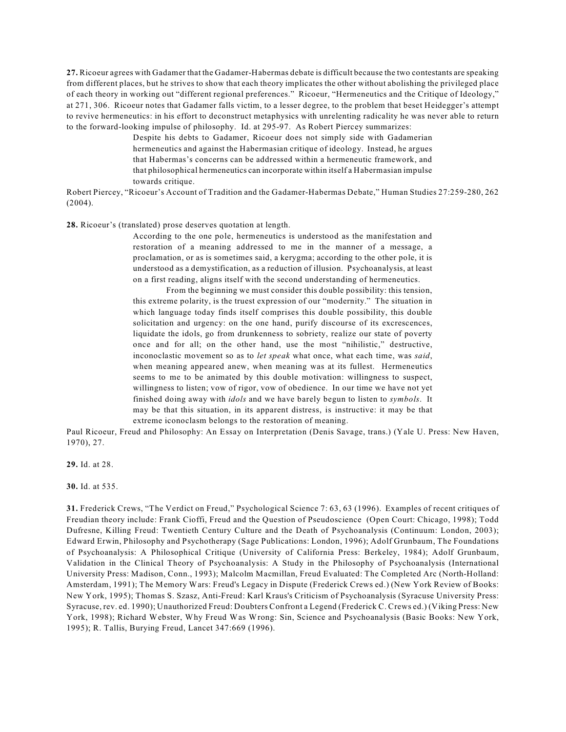**27.** Ricoeur agrees with Gadamer that the Gadamer-Habermas debate is difficult because the two contestants are speaking from different places, but he strives to show that each theory implicates the other without abolishing the privileged place of each theory in working out "different regional preferences." Ricoeur, "Hermeneutics and the Critique of Ideology," at 271, 306. Ricoeur notes that Gadamer falls victim, to a lesser degree, to the problem that beset Heidegger's attempt to revive hermeneutics: in his effort to deconstruct metaphysics with unrelenting radicality he was never able to return to the forward-looking impulse of philosophy. Id. at 295-97. As Robert Piercey summarizes:

> Despite his debts to Gadamer, Ricoeur does not simply side with Gadamerian hermeneutics and against the Habermasian critique of ideology. Instead, he argues that Habermas's concerns can be addressed within a hermeneutic framework, and that philosophical hermeneutics can incorporate within itself a Habermasian impulse towards critique.

Robert Piercey, "Ricoeur's Account of Tradition and the Gadamer-Habermas Debate," Human Studies 27:259-280, 262 (2004).

**28.** Ricoeur's (translated) prose deserves quotation at length.

> According to the one pole, hermeneutics is understood as the manifestation and restoration of a meaning addressed to me in the manner of a message, a proclamation, or as is sometimes said, a kerygma; according to the other pole, it is understood as a demystification, as a reduction of illusion. Psychoanalysis, at least on a first reading, aligns itself with the second understanding of hermeneutics.
>
> From the beginning we must consider this double possibility: this tension, this extreme polarity, is the truest expression of our "modernity." The situation in which language today finds itself comprises this double possibility, this double solicitation and urgency: on the one hand, purify discourse of its excrescences, liquidate the idols, go from drunkenness to sobriety, realize our state of poverty once and for all; on the other hand, use the most "nihilistic," destructive, inconoclastic movement so as to *let speak* what once, what each time, was *said*, when meaning appeared anew, when meaning was at its fullest. Hermeneutics seems to me to be animated by this double motivation: willingness to suspect, willingness to listen; vow of rigor, vow of obedience. In our time we have not yet finished doing away with *idols* and we have barely begun to listen to *symbols*. It may be that this situation, in its apparent distress, is instructive: it may be that extreme iconoclasm belongs to the restoration of meaning.

Paul Ricoeur, Freud and Philosophy: An Essay on Interpretation (Denis Savage, trans.) (Yale U. Press: New Haven, 1970), 27.

**29.** Id. at 28.

**30.** Id. at 535.

**31.** Frederick Crews, "The Verdict on Freud," Psychological Science 7: 63, 63 (1996). Examples of recent critiques of Freudian theory include: Frank Cioffi, Freud and the Question of Pseudoscience (Open Court: Chicago, 1998); Todd Dufresne, Killing Freud: Twentieth Century Culture and the Death of Psychoanalysis (Continuum: London, 2003); Edward Erwin, Philosophy and Psychotherapy (Sage Publications: London, 1996); Adolf Grunbaum, The Foundations of Psychoanalysis: A Philosophical Critique (University of California Press: Berkeley, 1984); Adolf Grunbaum, Validation in the Clinical Theory of Psychoanalysis: A Study in the Philosophy of Psychoanalysis (International University Press: Madison, Conn., 1993); Malcolm Macmillan, Freud Evaluated: The Completed Arc (North-Holland: Amsterdam, 1991); The Memory Wars: Freud's Legacy in Dispute (Frederick Crews ed.) (New York Review of Books: New York, 1995); Thomas S. Szasz, Anti-Freud: Karl Kraus's Criticism of Psychoanalysis (Syracuse University Press: Syracuse, rev. ed. 1990); Unauthorized Freud: Doubters Confront a Legend (Frederick C. Crews ed.) (Viking Press: New York, 1998); Richard Webster, Why Freud Was Wrong: Sin, Science and Psychoanalysis (Basic Books: New York, 1995); R. Tallis, Burying Freud, Lancet 347:669 (1996).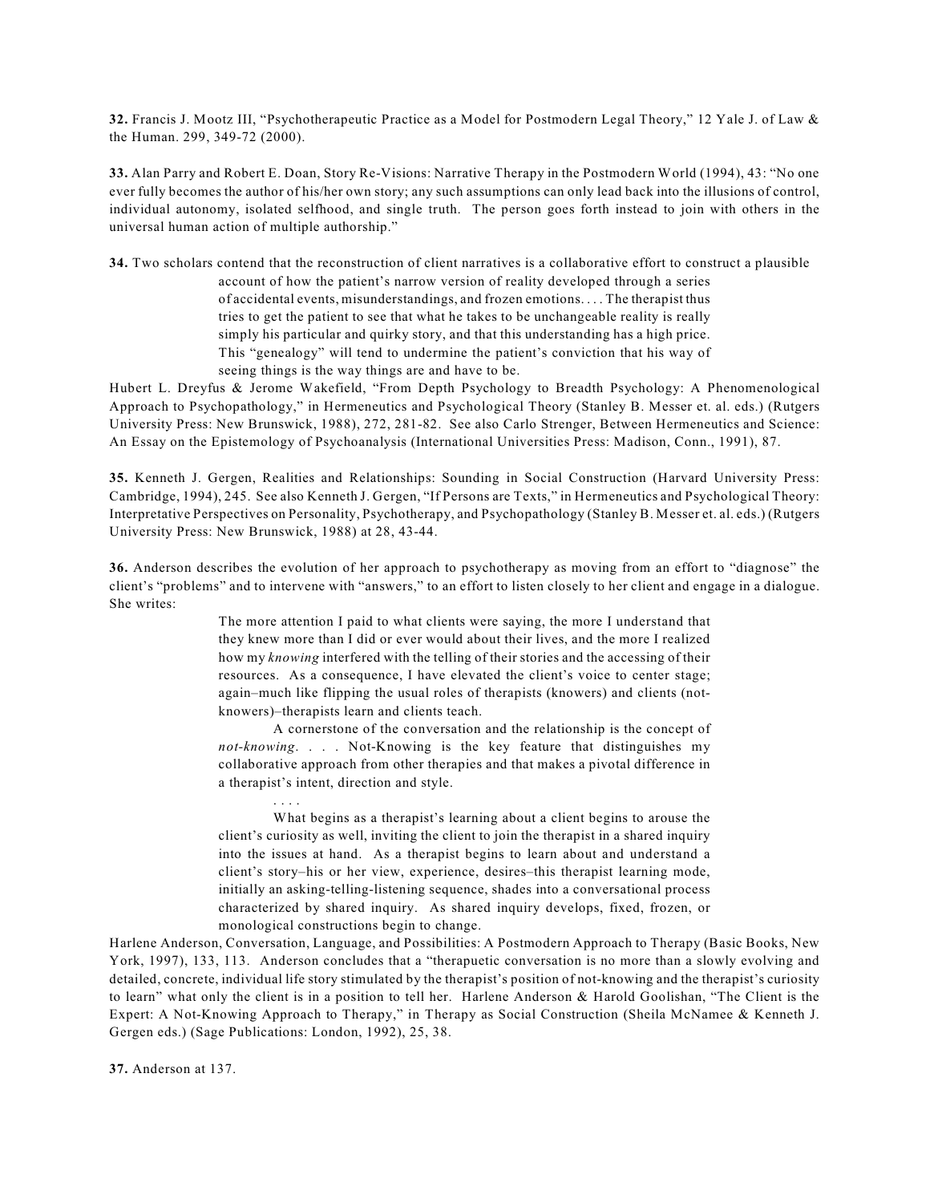**32.** Francis J. Mootz III, "Psychotherapeutic Practice as a Model for Postmodern Legal Theory," 12 Yale J. of Law & the Human. 299, 349-72 (2000).

**33.** Alan Parry and Robert E. Doan, Story Re-Visions: Narrative Therapy in the Postmodern World (1994), 43: "No one ever fully becomes the author of his/her own story; any such assumptions can only lead back into the illusions of control, individual autonomy, isolated selfhood, and single truth. The person goes forth instead to join with others in the universal human action of multiple authorship."

**34.** Two scholars contend that the reconstruction of client narratives is a collaborative effort to construct a plausible

> account of how the patient's narrow version of reality developed through a series of accidental events, misunderstandings, and frozen emotions. . . . The therapist thus tries to get the patient to see that what he takes to be unchangeable reality is really simply his particular and quirky story, and that this understanding has a high price. This "genealogy" will tend to undermine the patient's conviction that his way of seeing things is the way things are and have to be.

Hubert L. Dreyfus & Jerome Wakefield, "From Depth Psychology to Breadth Psychology: A Phenomenological Approach to Psychopathology," in Hermeneutics and Psychological Theory (Stanley B. Messer et. al. eds.) (Rutgers University Press: New Brunswick, 1988), 272, 281-82. See also Carlo Strenger, Between Hermeneutics and Science: An Essay on the Epistemology of Psychoanalysis (International Universities Press: Madison, Conn., 1991), 87.

**35.** Kenneth J. Gergen, Realities and Relationships: Sounding in Social Construction (Harvard University Press: Cambridge, 1994), 245. See also Kenneth J. Gergen, "If Persons are Texts," in Hermeneutics and Psychological Theory: Interpretative Perspectives on Personality, Psychotherapy, and Psychopathology (Stanley B. Messer et. al. eds.) (Rutgers University Press: New Brunswick, 1988) at 28, 43-44.

**36.** Anderson describes the evolution of her approach to psychotherapy as moving from an effort to "diagnose" the client's "problems" and to intervene with "answers," to an effort to listen closely to her client and engage in a dialogue. She writes:

> The more attention I paid to what clients were saying, the more I understand that they knew more than I did or ever would about their lives, and the more I realized how my *knowing* interfered with the telling of their stories and the accessing of their resources. As a consequence, I have elevated the client's voice to center stage; again–much like flipping the usual roles of therapists (knowers) and clients (not-knowers)–therapists learn and clients teach.
>
> A cornerstone of the conversation and the relationship is the concept of *not-knowing*. . . . Not-Knowing is the key feature that distinguishes my collaborative approach from other therapies and that makes a pivotal difference in a therapist's intent, direction and style.
>
> . . . .
>
> What begins as a therapist's learning about a client begins to arouse the client's curiosity as well, inviting the client to join the therapist in a shared inquiry into the issues at hand. As a therapist begins to learn about and understand a client's story–his or her view, experience, desires–this therapist learning mode, initially an asking-telling-listening sequence, shades into a conversational process characterized by shared inquiry. As shared inquiry develops, fixed, frozen, or monological constructions begin to change.

Harlene Anderson, Conversation, Language, and Possibilities: A Postmodern Approach to Therapy (Basic Books, New York, 1997), 133, 113. Anderson concludes that a "therapuetic conversation is no more than a slowly evolving and detailed, concrete, individual life story stimulated by the therapist's position of not-knowing and the therapist's curiosity to learn" what only the client is in a position to tell her. Harlene Anderson & Harold Goolishan, "The Client is the Expert: A Not-Knowing Approach to Therapy," in Therapy as Social Construction (Sheila McNamee & Kenneth J. Gergen eds.) (Sage Publications: London, 1992), 25, 38.

**37.** Anderson at 137.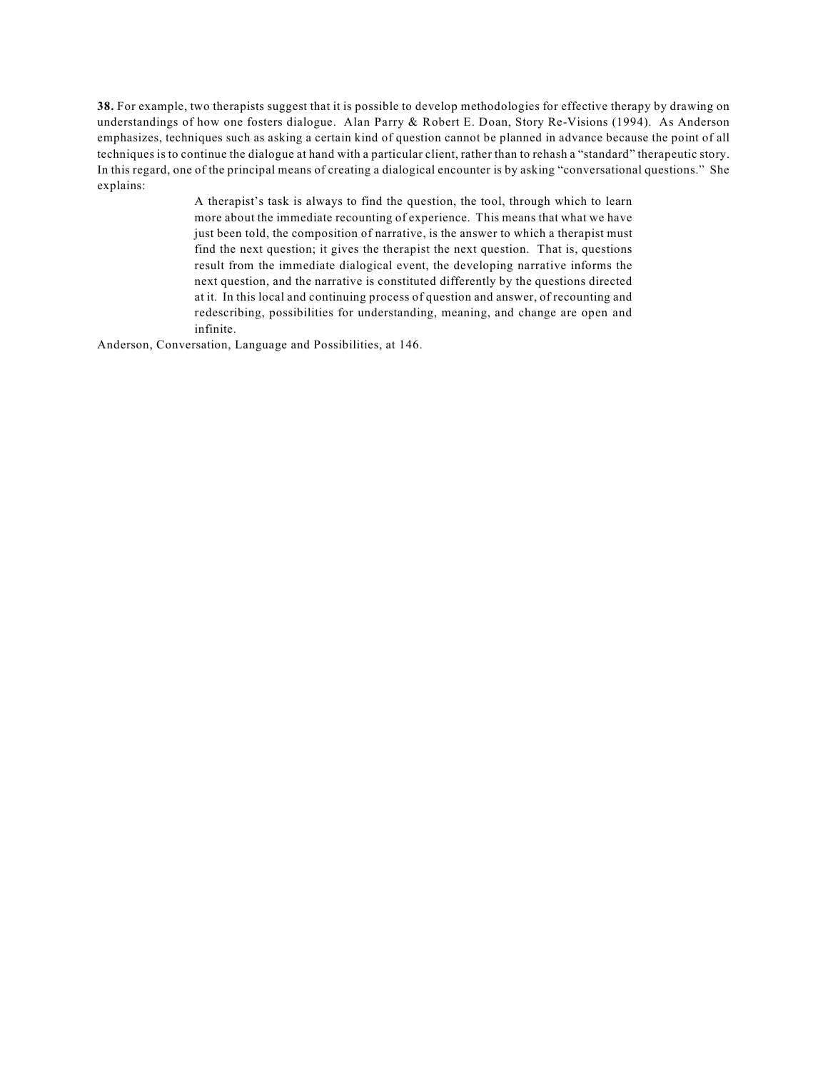**38.** For example, two therapists suggest that it is possible to develop methodologies for effective therapy by drawing on understandings of how one fosters dialogue. Alan Parry & Robert E. Doan, Story Re-Visions (1994). As Anderson emphasizes, techniques such as asking a certain kind of question cannot be planned in advance because the point of all techniques is to continue the dialogue at hand with a particular client, rather than to rehash a "standard" therapeutic story. In this regard, one of the principal means of creating a dialogical encounter is by asking "conversational questions." She explains:

> A therapist's task is always to find the question, the tool, through which to learn more about the immediate recounting of experience. This means that what we have just been told, the composition of narrative, is the answer to which a therapist must find the next question; it gives the therapist the next question. That is, questions result from the immediate dialogical event, the developing narrative informs the next question, and the narrative is constituted differently by the questions directed at it. In this local and continuing process of question and answer, of recounting and redescribing, possibilities for understanding, meaning, and change are open and infinite.

Anderson, Conversation, Language and Possibilities, at 146.